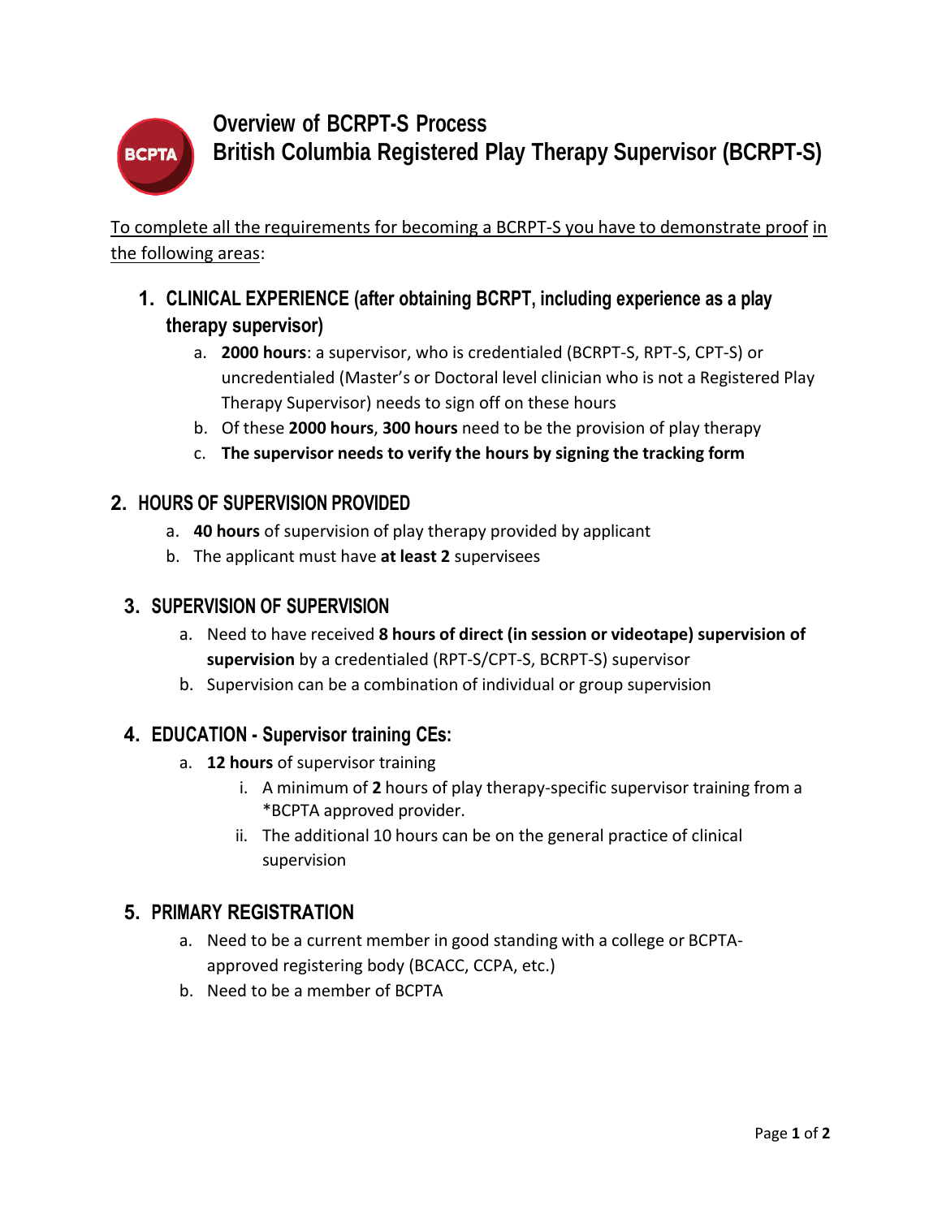# Overview of BCRPT-S Process
# British Columbia Registered Play Therapy Supervisor (BCRPT-S)

To complete all the requirements for becoming a BCRPT-S you have to demonstrate proof in the following areas:

## 1. CLINICAL EXPERIENCE (after obtaining BCRPT, including experience as a play therapy supervisor)

a. **2000 hours**: a supervisor, who is credentialed (BCRPT-S, RPT-S, CPT-S) or uncredentialed (Master's or Doctoral level clinician who is not a Registered Play Therapy Supervisor) needs to sign off on these hours

b. Of these **2000 hours**, **300 hours** need to be the provision of play therapy

c. **The supervisor needs to verify the hours by signing the tracking form**

## 2. HOURS OF SUPERVISION PROVIDED

a. **40 hours** of supervision of play therapy provided by applicant

b. The applicant must have **at least 2** supervisees

## 3. SUPERVISION OF SUPERVISION

a. Need to have received **8 hours of direct (in session or videotape) supervision of supervision** by a credentialed (RPT-S/CPT-S, BCRPT-S) supervisor

b. Supervision can be a combination of individual or group supervision

## 4. EDUCATION - Supervisor training CEs:

a. **12 hours** of supervisor training

   i. A minimum of **2** hours of play therapy-specific supervisor training from a *BCPTA approved provider.

   ii. The additional 10 hours can be on the general practice of clinical supervision

## 5. PRIMARY REGISTRATION

a. Need to be a current member in good standing with a college or BCPTA-approved registering body (BCACC, CCPA, etc.)

b. Need to be a member of BCPTA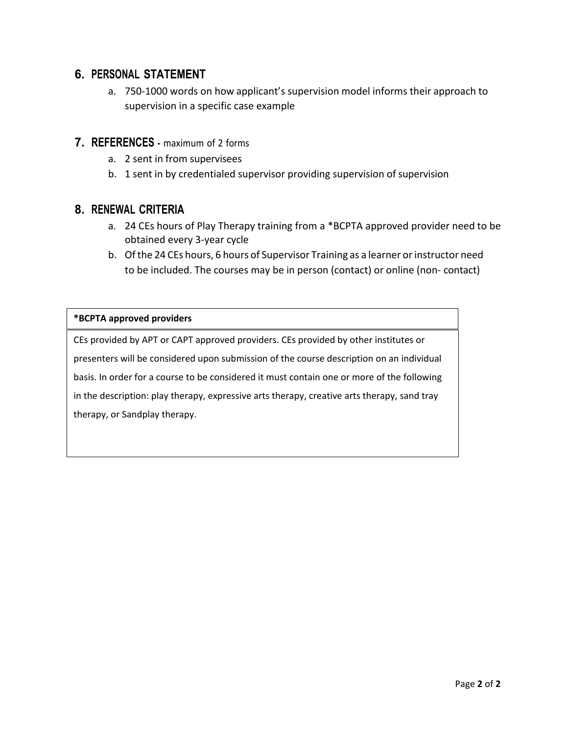## 6. PERSONAL STATEMENT

a. 750-1000 words on how applicant's supervision model informs their approach to supervision in a specific case example

## 7. REFERENCES - maximum of 2 forms

a. 2 sent in from supervisees
b. 1 sent in by credentialed supervisor providing supervision of supervision

## 8. RENEWAL CRITERIA

a. 24 CEs hours of Play Therapy training from a *BCPTA approved provider need to be obtained every 3-year cycle
b. Of the 24 CEs hours, 6 hours of Supervisor Training as a learner or instructor need to be included. The courses may be in person (contact) or online (non- contact)

| **\*BCPTA approved providers** |
|---|
| CEs provided by APT or CAPT approved providers. CEs provided by other institutes or presenters will be considered upon submission of the course description on an individual basis. In order for a course to be considered it must contain one or more of the following in the description: play therapy, expressive arts therapy, creative arts therapy, sand tray therapy, or Sandplay therapy. |